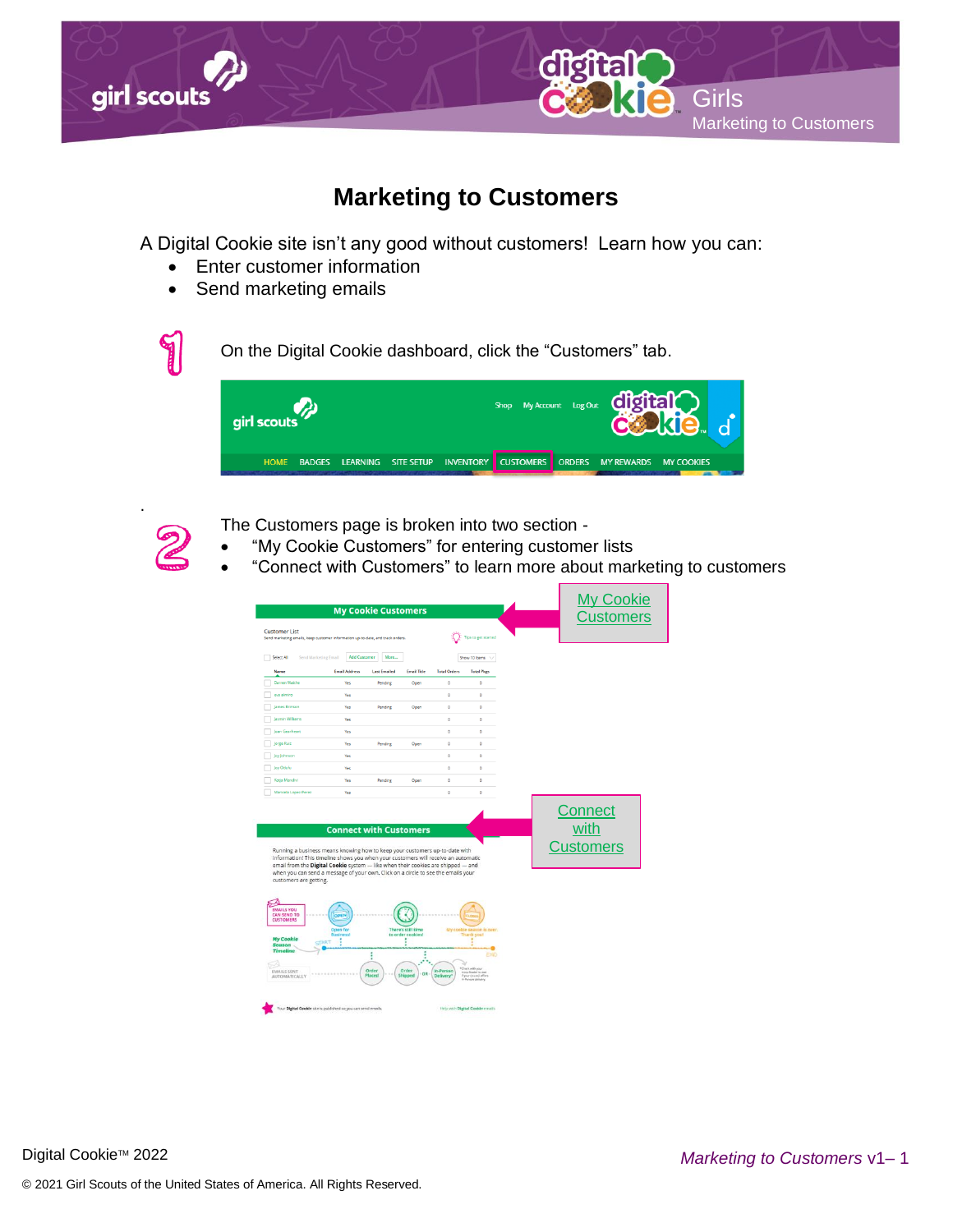# Marketing to Customers

A Digital Cookie site isn't any good without customers! Learn how you can:

- Enter customer information
- Send marketing emails

1. On the Digital Cookie dashboard, click the "Customers" tab.

2. The Customers page is broken into two section -
   - "My Cookie Customers" for entering customer lists
   - "Connect with Customers" to learn more about marketing to customers

My Cookie Customers

Connect with Customers

Digital Cookie™ 2022

© 2021 Girl Scouts of the United States of America. All Rights Reserved.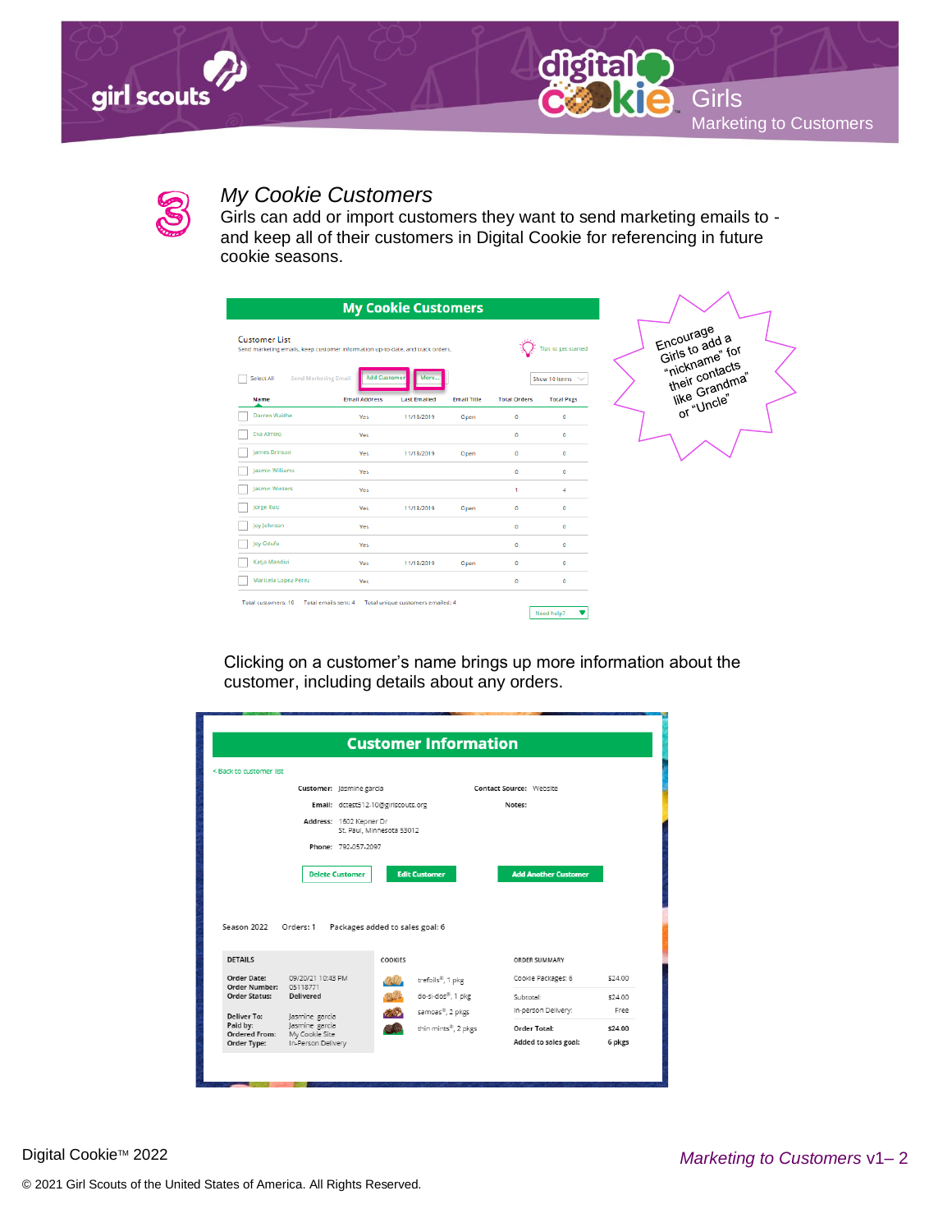## 3 *My Cookie Customers*

Girls can add or import customers they want to send marketing emails to - and keep all of their customers in Digital Cookie for referencing in future cookie seasons.

**My Cookie Customers**

Customer List

Send marketing emails, keep customer information up-to-date, and track orders.

Tips to get started

Select All | Send Marketing Email | Add Customer | More... | Show 10 items

| Name | Email Address | Last Emailed | Email Title | Total Orders | Total Pkgs |
|---|---|---|---|---|---|
| Darren Waithe | Yes | 11/18/2019 | Open | 0 | 0 |
| Eva Almaro | Yes | | | 0 | 0 |
| James Brinson | Yes | 11/18/2019 | Open | 0 | 0 |
| Jasmin Williams | Yes | | | 0 | 0 |
| Jasmin Walters | Yes | | | 1 | 4 |
| Jorge Ruiz | Yes | 11/18/2019 | Open | 0 | 0 |
| Joy Johnson | Yes | | | 0 | 0 |
| Joy Odufu | Yes | | | 0 | 0 |
| Katja Mandovi | Yes | 11/18/2019 | Open | 0 | 0 |
| Maricela Lopez-Perez | Yes | | | 0 | 0 |

Total customers: 10   Total emails sent: 4   Total unique customers emailed: 4

Need help?

Encourage Girls to add a "nickname" for their contacts like Grandma" or "Uncle"

Clicking on a customer's name brings up more information about the customer, including details about any orders.

**Customer Information**

< Back to customer list

**Customer:** Jasmine garcia
**Email:** dctest512-10@girlscouts.org
**Address:** 1602 Kepner Dr
St. Paul, Minnesota 53012
**Phone:** 792-057-2097

**Contact Source:** Website
**Notes:**

Delete Customer | Edit Customer | Add Another Customer

Season 2022   Orders: 1   Packages added to sales goal: 6

**DETAILS**

**Order Date:** 09/20/21 10:43 PM
**Order Number:** 05118771
**Order Status:** Delivered

**Deliver To:** Jasmine garcia
**Paid by:** Jasmine garcia
**Ordered From:** My Cookie Site
**Order Type:** In-Person Delivery

**COOKIES**

trefoils®, 1 pkg
do-si-dos®, 1 pkg
samoas®, 2 pkgs
thin mints®, 2 pkgs

**ORDER SUMMARY**

| | |
|---|---|
| Cookie Packages: 6 | $24.00 |
| Subtotal: | $24.00 |
| In-person Delivery: | Free |
| **Order Total:** | **$24.00** |
| **Added to sales goal:** | **6 pkgs** |

Digital Cookie™ 2022

© 2021 Girl Scouts of the United States of America. All Rights Reserved.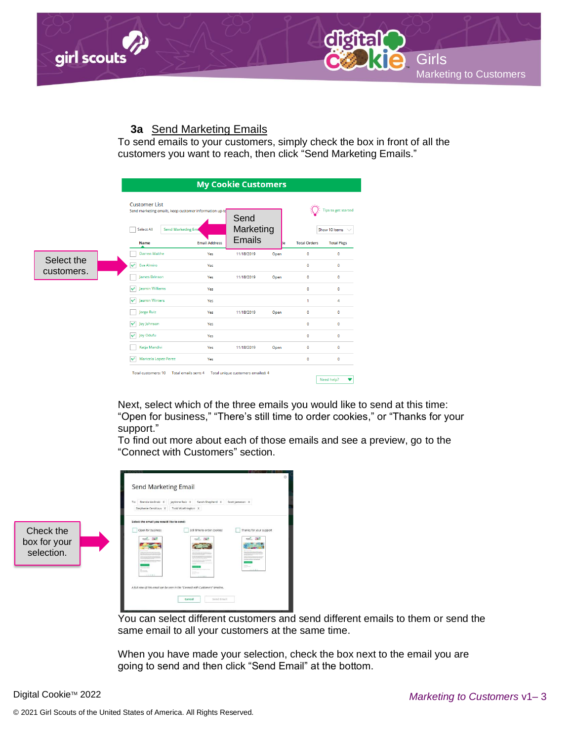### 3a Send Marketing Emails

To send emails to your customers, simply check the box in front of all the customers you want to reach, then click "Send Marketing Emails."

Select the customers.

Send Marketing Emails

Next, select which of the three emails you would like to send at this time: "Open for business," "There's still time to order cookies," or "Thanks for your support."

To find out more about each of those emails and see a preview, go to the "Connect with Customers" section.

Check the box for your selection.

You can select different customers and send different emails to them or send the same email to all your customers at the same time.

When you have made your selection, check the box next to the email you are going to send and then click "Send Email" at the bottom.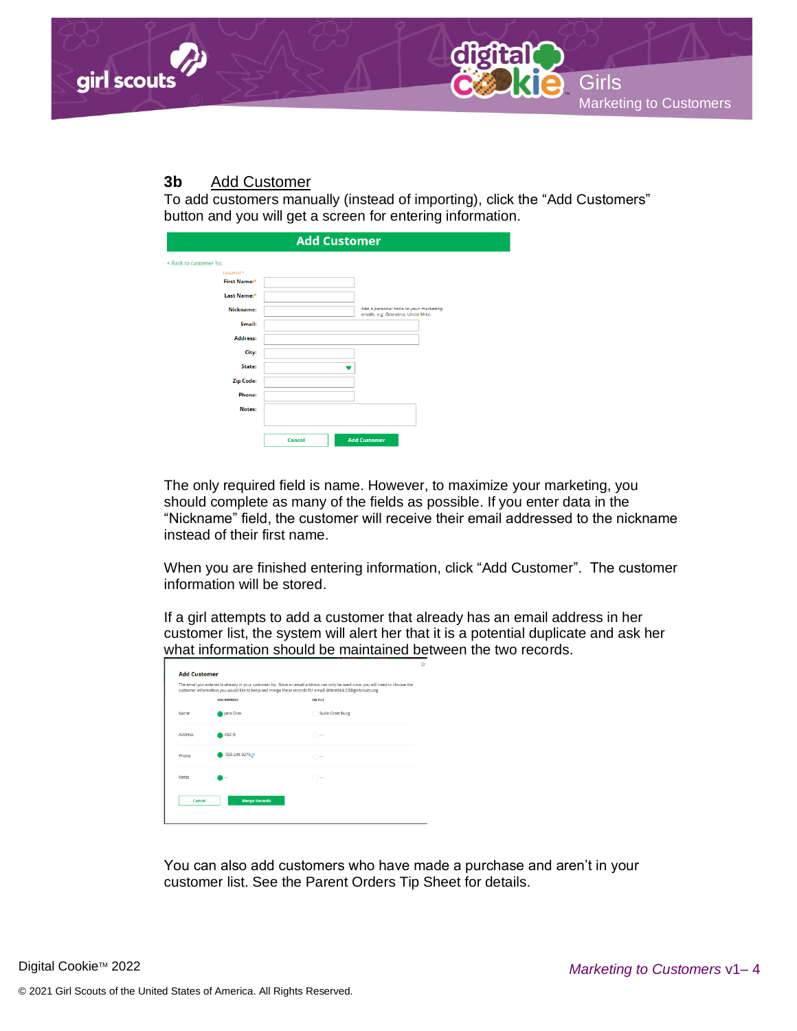## 3b Add Customer

To add customers manually (instead of importing), click the "Add Customers" button and you will get a screen for entering information.

The only required field is name. However, to maximize your marketing, you should complete as many of the fields as possible. If you enter data in the "Nickname" field, the customer will receive their email addressed to the nickname instead of their first name.

When you are finished entering information, click "Add Customer". The customer information will be stored.

If a girl attempts to add a customer that already has an email address in her customer list, the system will alert her that it is a potential duplicate and ask her what information should be maintained between the two records.

You can also add customers who have made a purchase and aren't in your customer list. See the Parent Orders Tip Sheet for details.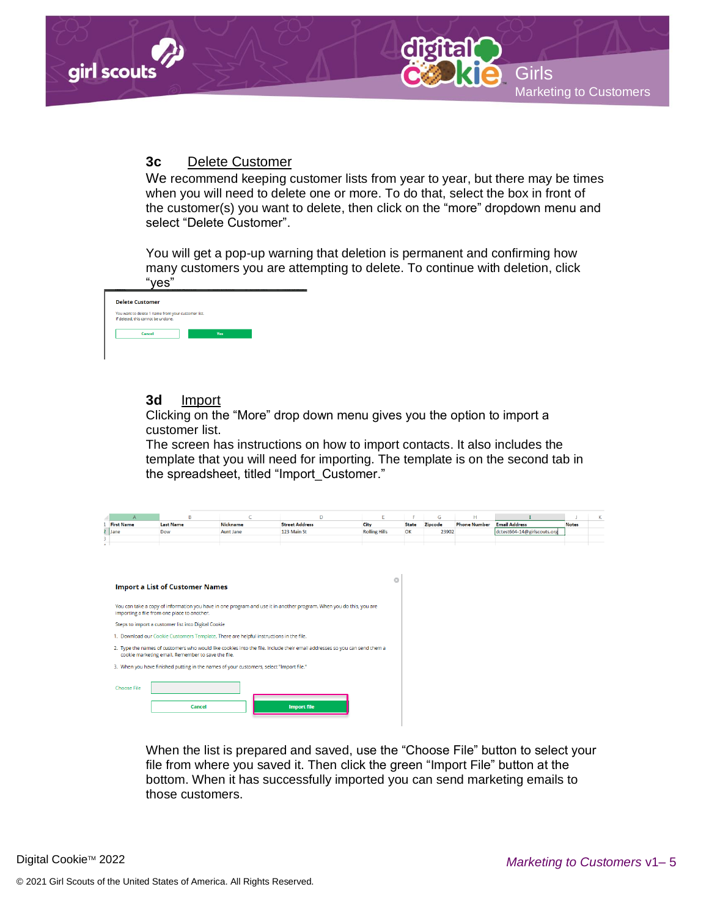### 3c Delete Customer

We recommend keeping customer lists from year to year, but there may be times when you will need to delete one or more. To do that, select the box in front of the customer(s) you want to delete, then click on the "more" dropdown menu and select "Delete Customer".

You will get a pop-up warning that deletion is permanent and confirming how many customers you are attempting to delete. To continue with deletion, click "yes"

**Delete Customer**

You want to delete 1 name from your customer list.
If deleted, this cannot be undone.

Cancel Yes

### 3d Import

Clicking on the "More" drop down menu gives you the option to import a customer list.
The screen has instructions on how to import contacts. It also includes the template that you will need for importing. The template is on the second tab in the spreadsheet, titled "Import_Customer."

| | A | B | C | D | E | F | G | H | I | J | K |
|---|---|---|---|---|---|---|---|---|---|---|---|
| 1 | First Name | Last Name | Nickname | Street Address | City | State | Zipcode | Phone Number | Email Address | Notes | |
| 2 | Jane | Dow | Aunt Jane | 123 Main St | Rolling Hills | OK | 23902 | | dctest664-14@girlscouts.org | | |
| 3 | | | | | | | | | | | |

**Import a List of Customer Names**

You can take a copy of information you have in one program and use it in another program. When you do this, you are importing a file from one place to another.

Steps to import a customer list into Digital Cookie

1. Download our Cookie Customers Template. There are helpful instructions in the file.
2. Type the names of customers who would like cookies into the file. Include their email addresses so you can send them a cookie marketing email. Remember to save the file.
3. When you have finished putting in the names of your customers, select "Import file."

Choose File

Cancel Import file

When the list is prepared and saved, use the "Choose File" button to select your file from where you saved it. Then click the green "Import File" button at the bottom. When it has successfully imported you can send marketing emails to those customers.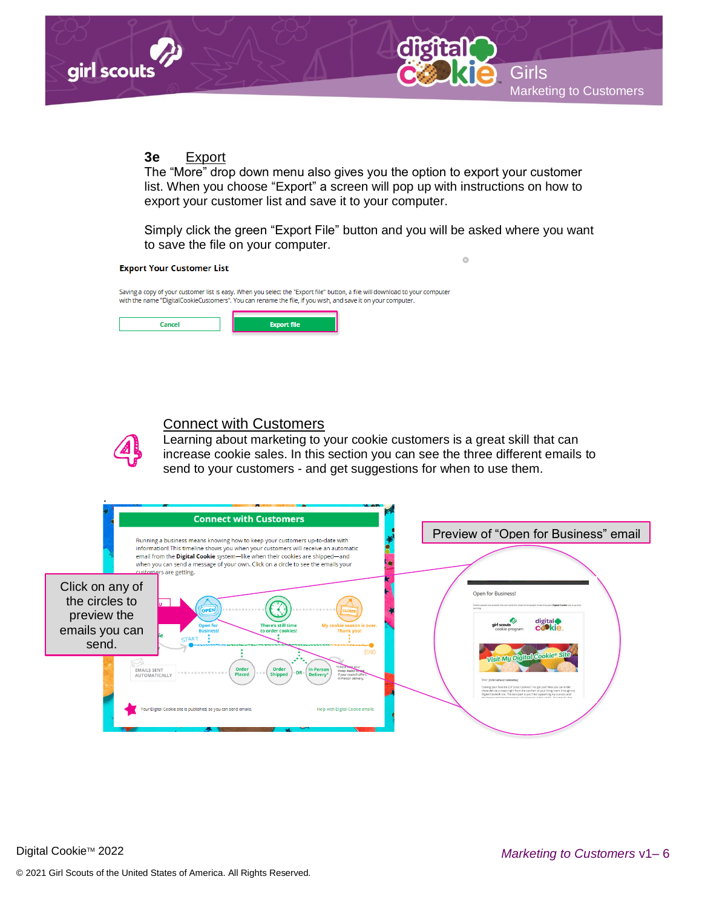### 3e Export

The "More" drop down menu also gives you the option to export your customer list. When you choose "Export" a screen will pop up with instructions on how to export your customer list and save it to your computer.

Simply click the green "Export File" button and you will be asked where you want to save the file on your computer.

**Export Your Customer List**

Saving a copy of your customer list is easy. When you select the "Export file" button, a file will download to your computer with the name "DigitalCookieCustomers". You can rename the file, if you wish, and save it on your computer.

Cancel | Export file

## 4 Connect with Customers

Learning about marketing to your cookie customers is a great skill that can increase cookie sales. In this section you can see the three different emails to send to your customers - and get suggestions for when to use them.

**Connect with Customers**

Running a business means knowing how to keep your customers up-to-date with information! This timeline shows you when your customers will receive an automatic email from the **Digital Cookie** system—like when their cookies are shipped—and when you can send a message of your own. Click on a circle to see the emails your customers are getting.

Open for Business! | There's still time to order cookies! | My cookie season is over. Thank you!

START | END

EMAILS SENT AUTOMATICALLY | Order Placed | Order Shipped | OR | In-Person Delivery*

Your Digital Cookie site is published, so you can send emails. | Help with Digital Cookie emails

Click on any of the circles to preview the emails you can send.

Preview of "Open for Business" email

Open for Business!

Visit My Digital Cookie® Site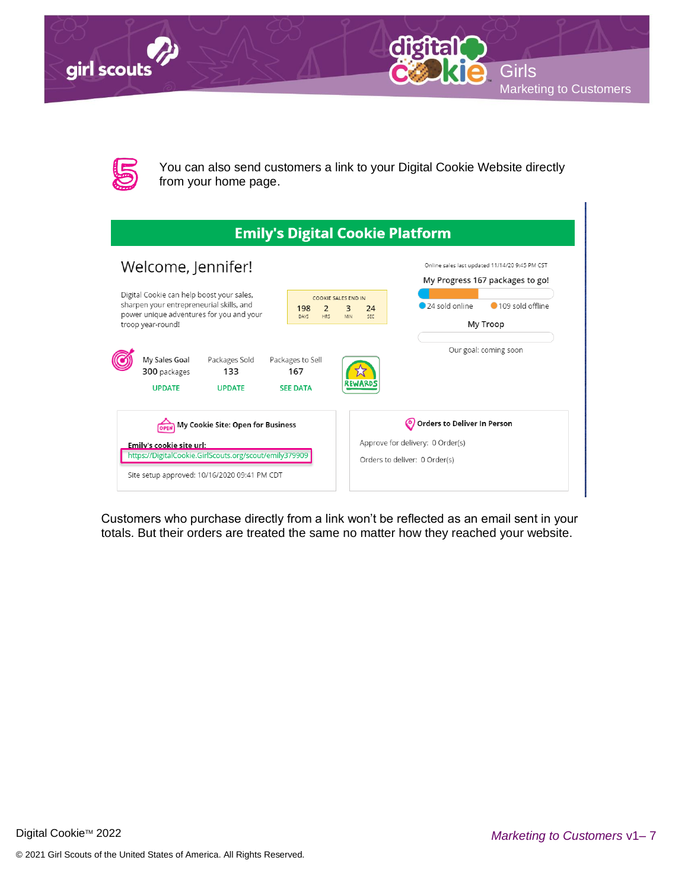5 You can also send customers a link to your Digital Cookie Website directly from your home page.

**Emily's Digital Cookie Platform**

Welcome, Jennifer!

Digital Cookie can help boost your sales, sharpen your entrepreneurial skills, and power unique adventures for you and your troop year-round!

COOKIE SALES END IN
198 DAYS 2 HRS 3 MIN 24 SEC

Online sales last updated 11/14/20 9:45 PM CST

My Progress 167 packages to go!

24 sold online 109 sold offline

My Troop

Our goal: coming soon

My Sales Goal 300 packages UPDATE

Packages Sold 133 UPDATE

Packages to Sell 167 SEE DATA

REWARDS

My Cookie Site: Open for Business

Emily's cookie site url:
https://DigitalCookie.GirlScouts.org/scout/emily379909

Site setup approved: 10/16/2020 09:41 PM CDT

Orders to Deliver In Person

Approve for delivery: 0 Order(s)

Orders to deliver: 0 Order(s)

Customers who purchase directly from a link won't be reflected as an email sent in your totals. But their orders are treated the same no matter how they reached your website.

© 2021 Girl Scouts of the United States of America. All Rights Reserved.